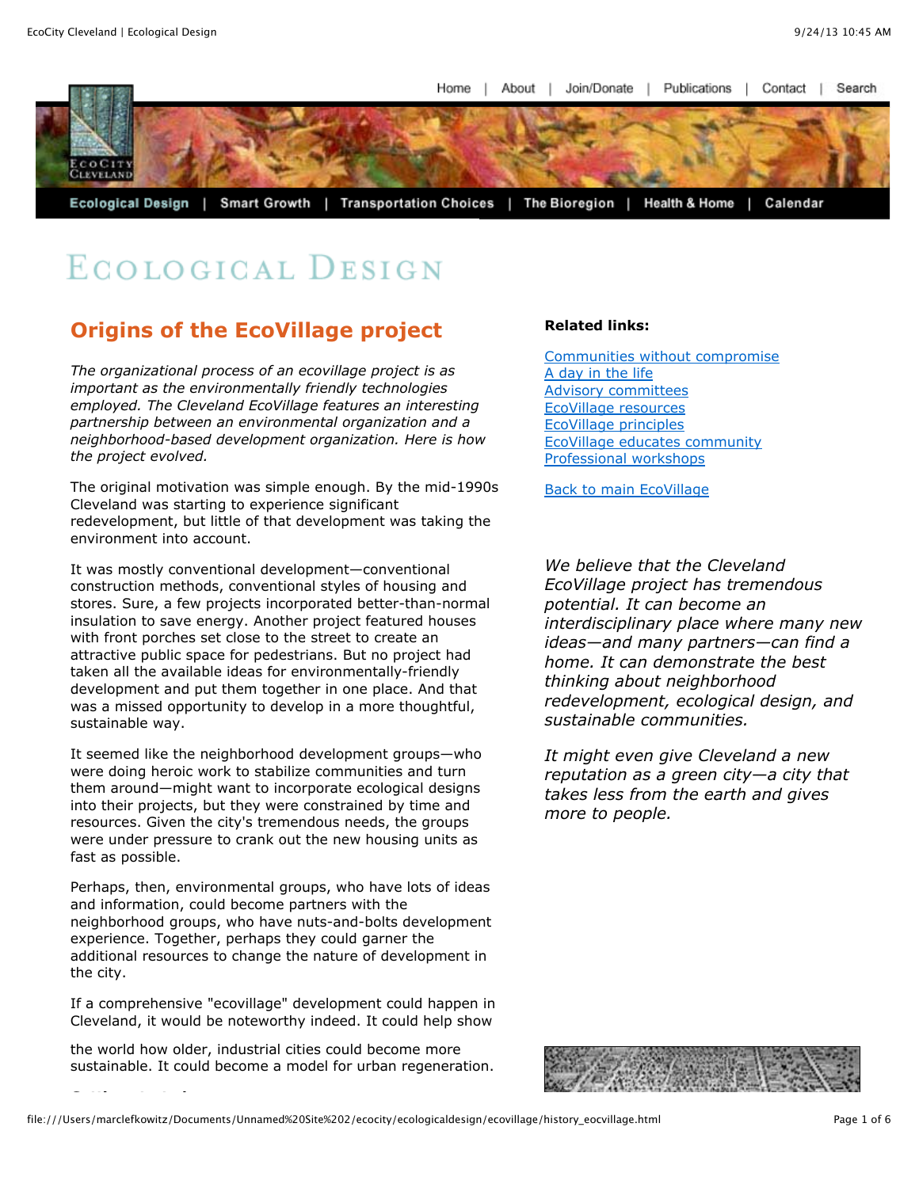Home | About | Join/Donate | Publications | Contact | Search

Ecological Design | Smart Growth | Transportation Choices | The Bioregion | Health & Home | Calendar

# Ecological Design

## Origins of the EcoVillage project

*The organizational process of an ecovillage project is as important as the environmentally friendly technologies employed. The Cleveland EcoVillage features an interesting partnership between an environmental organization and a neighborhood-based development organization. Here is how the project evolved.*

The original motivation was simple enough. By the mid-1990s Cleveland was starting to experience significant redevelopment, but little of that development was taking the environment into account.

It was mostly conventional development—conventional construction methods, conventional styles of housing and stores. Sure, a few projects incorporated better-than-normal insulation to save energy. Another project featured houses with front porches set close to the street to create an attractive public space for pedestrians. But no project had taken all the available ideas for environmentally-friendly development and put them together in one place. And that was a missed opportunity to develop in a more thoughtful, sustainable way.

It seemed like the neighborhood development groups—who were doing heroic work to stabilize communities and turn them around—might want to incorporate ecological designs into their projects, but they were constrained by time and resources. Given the city's tremendous needs, the groups were under pressure to crank out the new housing units as fast as possible.

Perhaps, then, environmental groups, who have lots of ideas and information, could become partners with the neighborhood groups, who have nuts-and-bolts development experience. Together, perhaps they could garner the additional resources to change the nature of development in the city.

If a comprehensive "ecovillage" development could happen in Cleveland, it would be noteworthy indeed. It could help show the world how older, industrial cities could become more sustainable. It could become a model for urban regeneration.

**Related links:**

- Communities without compromise
- A day in the life
- Advisory committees
- EcoVillage resources
- EcoVillage principles
- EcoVillage educates community
- Professional workshops

Back to main EcoVillage

*We believe that the Cleveland EcoVillage project has tremendous potential. It can become an interdisciplinary place where many new ideas—and many partners—can find a home. It can demonstrate the best thinking about neighborhood redevelopment, ecological design, and sustainable communities.*

*It might even give Cleveland a new reputation as a green city—a city that takes less from the earth and gives more to people.*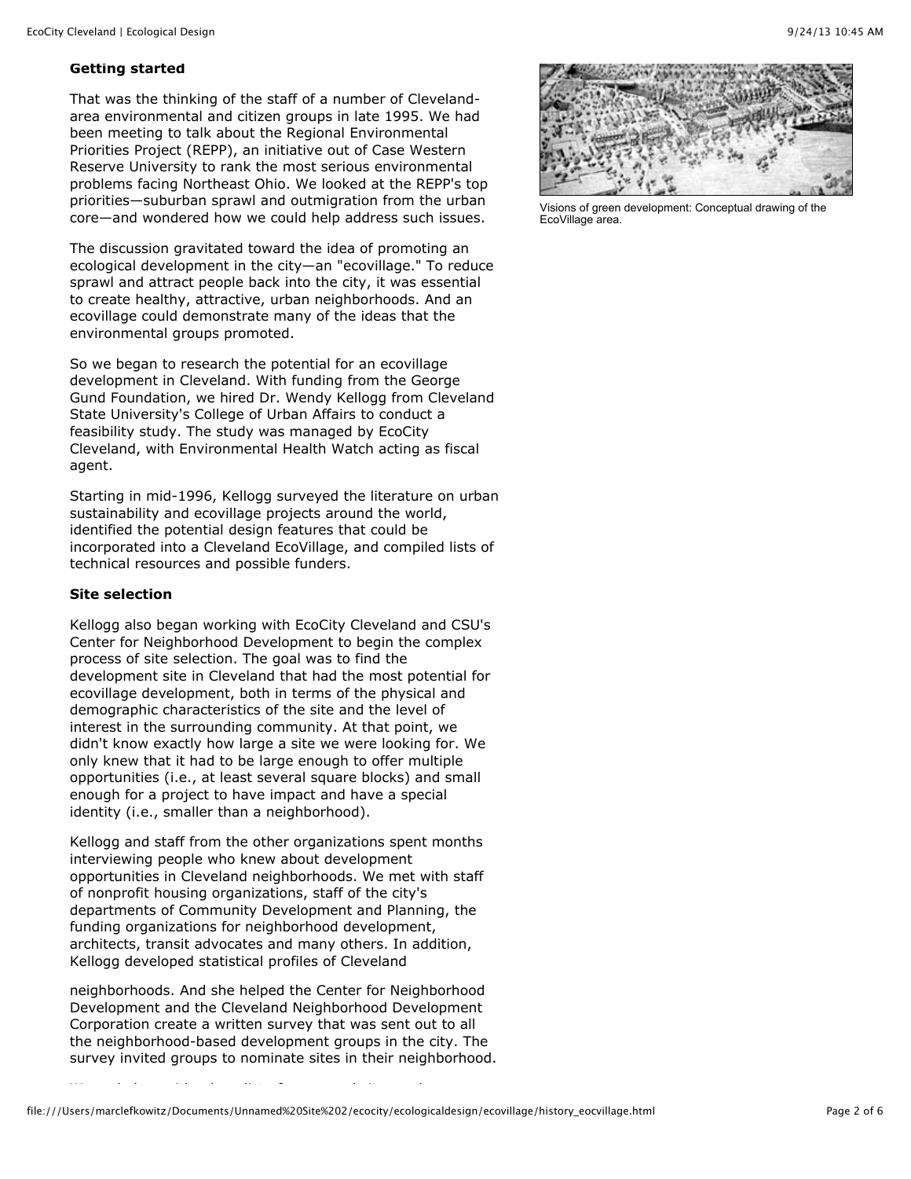### Getting started

That was the thinking of the staff of a number of Cleveland-area environmental and citizen groups in late 1995. We had been meeting to talk about the Regional Environmental Priorities Project (REPP), an initiative out of Case Western Reserve University to rank the most serious environmental problems facing Northeast Ohio. We looked at the REPP's top priorities—suburban sprawl and outmigration from the urban core—and wondered how we could help address such issues.

The discussion gravitated toward the idea of promoting an ecological development in the city—an "ecovillage." To reduce sprawl and attract people back into the city, it was essential to create healthy, attractive, urban neighborhoods. And an ecovillage could demonstrate many of the ideas that the environmental groups promoted.

So we began to research the potential for an ecovillage development in Cleveland. With funding from the George Gund Foundation, we hired Dr. Wendy Kellogg from Cleveland State University's College of Urban Affairs to conduct a feasibility study. The study was managed by EcoCity Cleveland, with Environmental Health Watch acting as fiscal agent.

Starting in mid-1996, Kellogg surveyed the literature on urban sustainability and ecovillage projects around the world, identified the potential design features that could be incorporated into a Cleveland EcoVillage, and compiled lists of technical resources and possible funders.

Visions of green development: Conceptual drawing of the EcoVillage area.

### Site selection

Kellogg also began working with EcoCity Cleveland and CSU's Center for Neighborhood Development to begin the complex process of site selection. The goal was to find the development site in Cleveland that had the most potential for ecovillage development, both in terms of the physical and demographic characteristics of the site and the level of interest in the surrounding community. At that point, we didn't know exactly how large a site we were looking for. We only knew that it had to be large enough to offer multiple opportunities (i.e., at least several square blocks) and small enough for a project to have impact and have a special identity (i.e., smaller than a neighborhood).

Kellogg and staff from the other organizations spent months interviewing people who knew about development opportunities in Cleveland neighborhoods. We met with staff of nonprofit housing organizations, staff of the city's departments of Community Development and Planning, the funding organizations for neighborhood development, architects, transit advocates and many others. In addition, Kellogg developed statistical profiles of Cleveland neighborhoods. And she helped the Center for Neighborhood Development and the Cleveland Neighborhood Development Corporation create a written survey that was sent out to all the neighborhood-based development groups in the city. The survey invited groups to nominate sites in their neighborhood.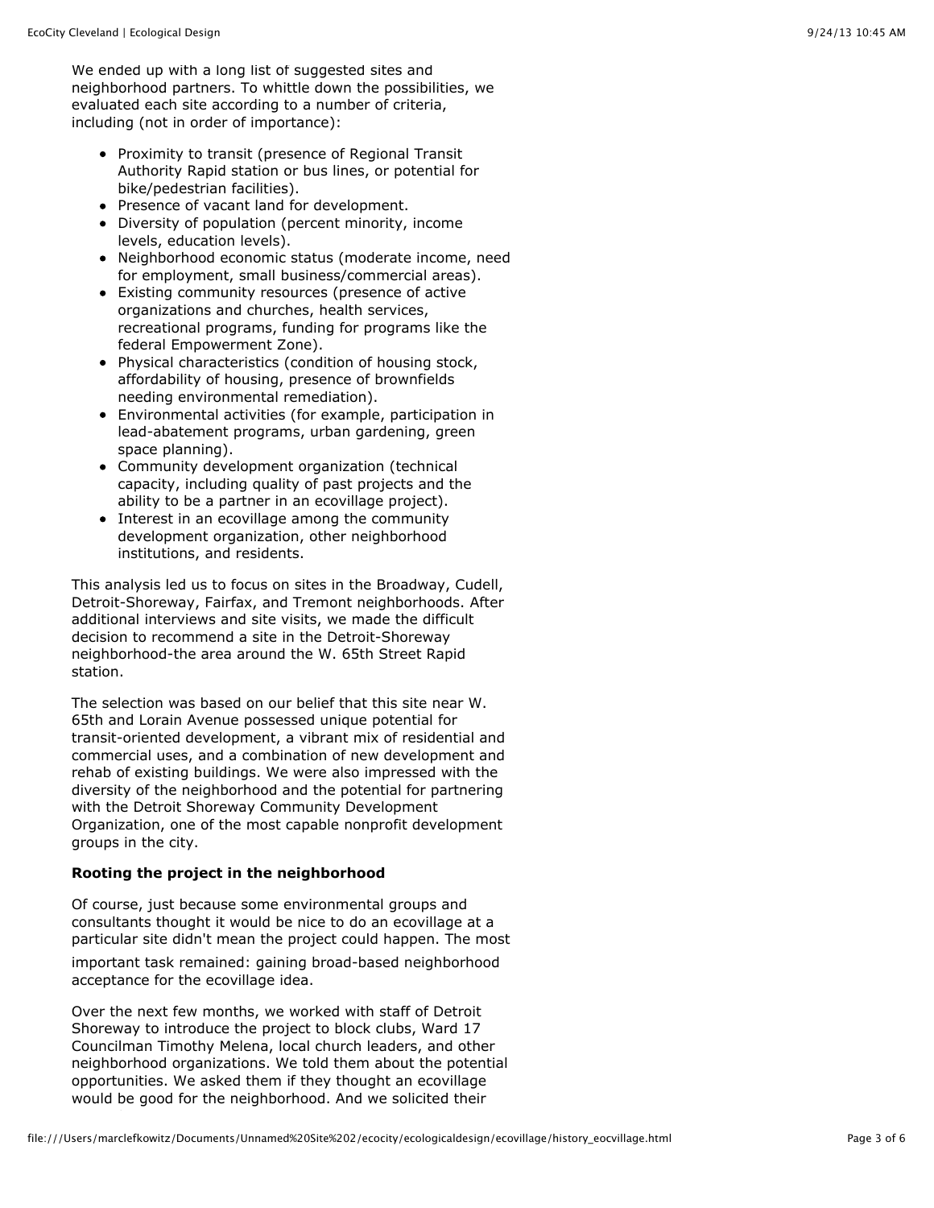We ended up with a long list of suggested sites and neighborhood partners. To whittle down the possibilities, we evaluated each site according to a number of criteria, including (not in order of importance):

- Proximity to transit (presence of Regional Transit Authority Rapid station or bus lines, or potential for bike/pedestrian facilities).
- Presence of vacant land for development.
- Diversity of population (percent minority, income levels, education levels).
- Neighborhood economic status (moderate income, need for employment, small business/commercial areas).
- Existing community resources (presence of active organizations and churches, health services, recreational programs, funding for programs like the federal Empowerment Zone).
- Physical characteristics (condition of housing stock, affordability of housing, presence of brownfields needing environmental remediation).
- Environmental activities (for example, participation in lead-abatement programs, urban gardening, green space planning).
- Community development organization (technical capacity, including quality of past projects and the ability to be a partner in an ecovillage project).
- Interest in an ecovillage among the community development organization, other neighborhood institutions, and residents.

This analysis led us to focus on sites in the Broadway, Cudell, Detroit-Shoreway, Fairfax, and Tremont neighborhoods. After additional interviews and site visits, we made the difficult decision to recommend a site in the Detroit-Shoreway neighborhood-the area around the W. 65th Street Rapid station.

The selection was based on our belief that this site near W. 65th and Lorain Avenue possessed unique potential for transit-oriented development, a vibrant mix of residential and commercial uses, and a combination of new development and rehab of existing buildings. We were also impressed with the diversity of the neighborhood and the potential for partnering with the Detroit Shoreway Community Development Organization, one of the most capable nonprofit development groups in the city.

**Rooting the project in the neighborhood**

Of course, just because some environmental groups and consultants thought it would be nice to do an ecovillage at a particular site didn't mean the project could happen. The most important task remained: gaining broad-based neighborhood acceptance for the ecovillage idea.

Over the next few months, we worked with staff of Detroit Shoreway to introduce the project to block clubs, Ward 17 Councilman Timothy Melena, local church leaders, and other neighborhood organizations. We told them about the potential opportunities. We asked them if they thought an ecovillage would be good for the neighborhood. And we solicited their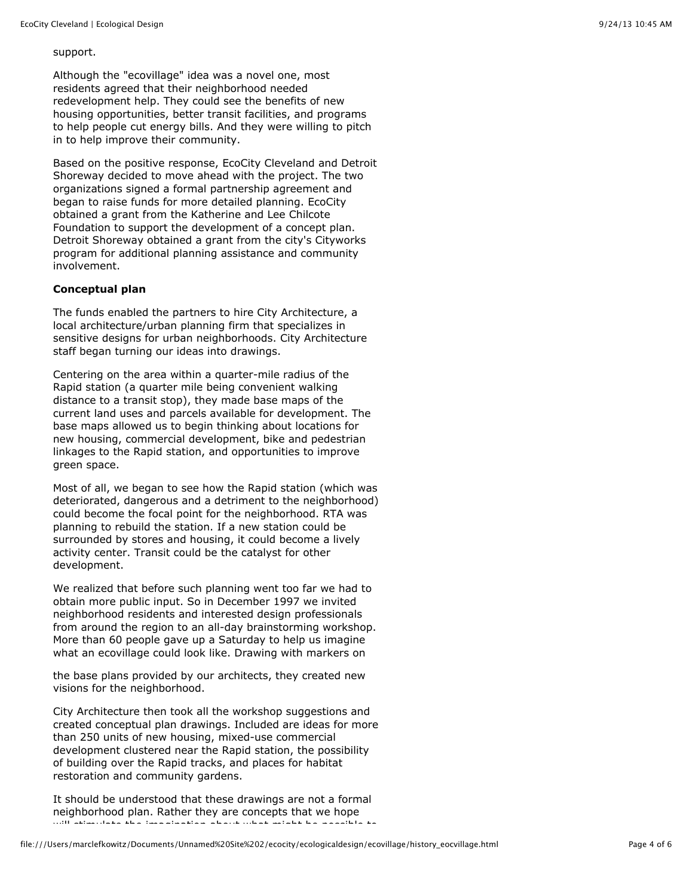support.

Although the "ecovillage" idea was a novel one, most residents agreed that their neighborhood needed redevelopment help. They could see the benefits of new housing opportunities, better transit facilities, and programs to help people cut energy bills. And they were willing to pitch in to help improve their community.

Based on the positive response, EcoCity Cleveland and Detroit Shoreway decided to move ahead with the project. The two organizations signed a formal partnership agreement and began to raise funds for more detailed planning. EcoCity obtained a grant from the Katherine and Lee Chilcote Foundation to support the development of a concept plan. Detroit Shoreway obtained a grant from the city's Cityworks program for additional planning assistance and community involvement.

**Conceptual plan**

The funds enabled the partners to hire City Architecture, a local architecture/urban planning firm that specializes in sensitive designs for urban neighborhoods. City Architecture staff began turning our ideas into drawings.

Centering on the area within a quarter-mile radius of the Rapid station (a quarter mile being convenient walking distance to a transit stop), they made base maps of the current land uses and parcels available for development. The base maps allowed us to begin thinking about locations for new housing, commercial development, bike and pedestrian linkages to the Rapid station, and opportunities to improve green space.

Most of all, we began to see how the Rapid station (which was deteriorated, dangerous and a detriment to the neighborhood) could become the focal point for the neighborhood. RTA was planning to rebuild the station. If a new station could be surrounded by stores and housing, it could become a lively activity center. Transit could be the catalyst for other development.

We realized that before such planning went too far we had to obtain more public input. So in December 1997 we invited neighborhood residents and interested design professionals from around the region to an all-day brainstorming workshop. More than 60 people gave up a Saturday to help us imagine what an ecovillage could look like. Drawing with markers on the base plans provided by our architects, they created new visions for the neighborhood.

City Architecture then took all the workshop suggestions and created conceptual plan drawings. Included are ideas for more than 250 units of new housing, mixed-use commercial development clustered near the Rapid station, the possibility of building over the Rapid tracks, and places for habitat restoration and community gardens.

It should be understood that these drawings are not a formal neighborhood plan. Rather they are concepts that we hope will stimulate the imagination about what might be possible to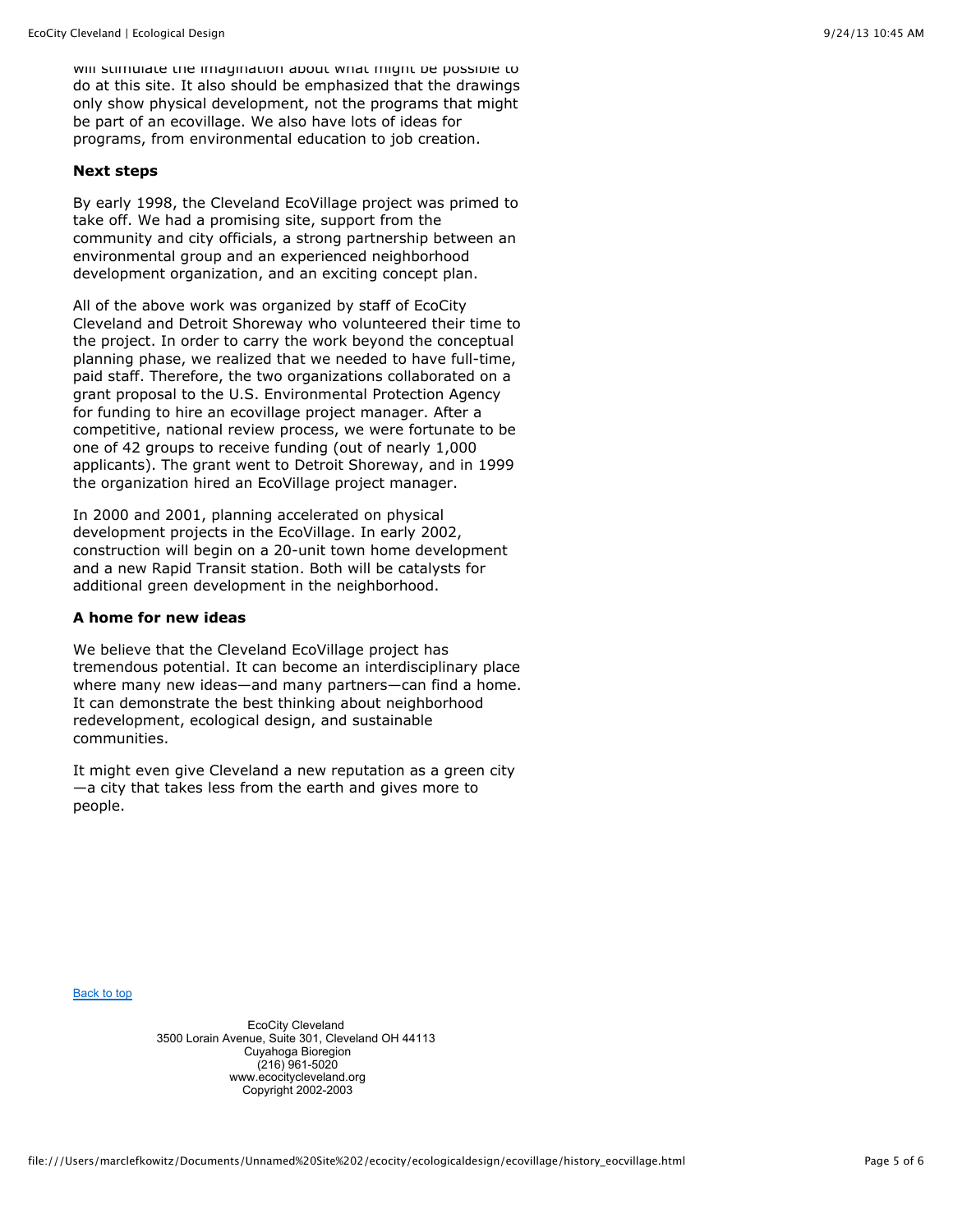will stimulate the imagination about what might be possible to do at this site. It also should be emphasized that the drawings only show physical development, not the programs that might be part of an ecovillage. We also have lots of ideas for programs, from environmental education to job creation.

**Next steps**

By early 1998, the Cleveland EcoVillage project was primed to take off. We had a promising site, support from the community and city officials, a strong partnership between an environmental group and an experienced neighborhood development organization, and an exciting concept plan.

All of the above work was organized by staff of EcoCity Cleveland and Detroit Shoreway who volunteered their time to the project. In order to carry the work beyond the conceptual planning phase, we realized that we needed to have full-time, paid staff. Therefore, the two organizations collaborated on a grant proposal to the U.S. Environmental Protection Agency for funding to hire an ecovillage project manager. After a competitive, national review process, we were fortunate to be one of 42 groups to receive funding (out of nearly 1,000 applicants). The grant went to Detroit Shoreway, and in 1999 the organization hired an EcoVillage project manager.

In 2000 and 2001, planning accelerated on physical development projects in the EcoVillage. In early 2002, construction will begin on a 20-unit town home development and a new Rapid Transit station. Both will be catalysts for additional green development in the neighborhood.

**A home for new ideas**

We believe that the Cleveland EcoVillage project has tremendous potential. It can become an interdisciplinary place where many new ideas—and many partners—can find a home. It can demonstrate the best thinking about neighborhood redevelopment, ecological design, and sustainable communities.

It might even give Cleveland a new reputation as a green city—a city that takes less from the earth and gives more to people.

Back to top

EcoCity Cleveland
3500 Lorain Avenue, Suite 301, Cleveland OH 44113
Cuyahoga Bioregion
(216) 961-5020
www.ecocitycleveland.org
Copyright 2002-2003